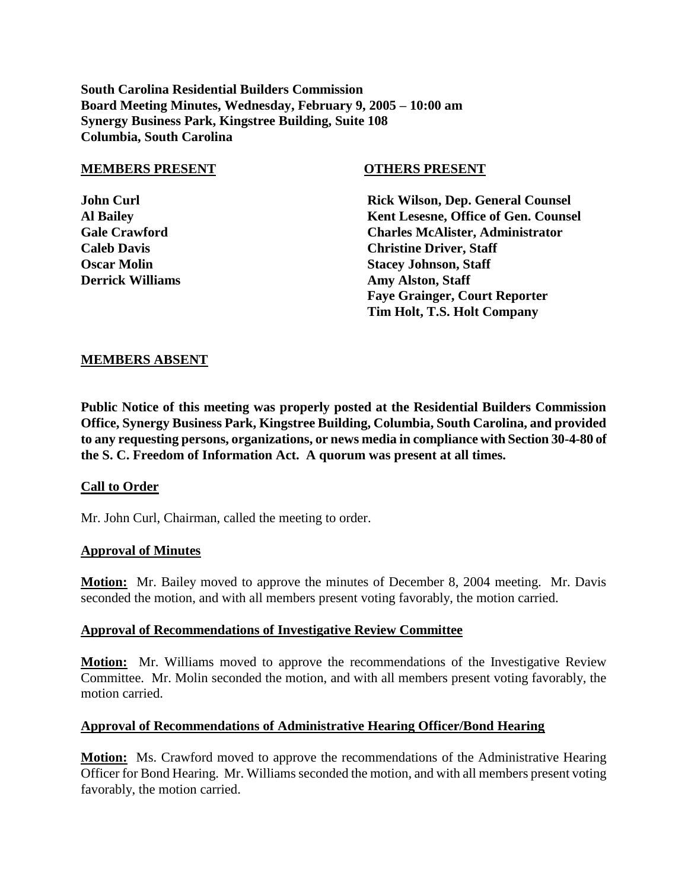**South Carolina Residential Builders Commission**
**Board Meeting Minutes, Wednesday, February 9, 2005 – 10:00 am**
**Synergy Business Park, Kingstree Building, Suite 108**
**Columbia, South Carolina**

| **MEMBERS PRESENT** | **OTHERS PRESENT** |
|---|---|
| **John Curl** | **Rick Wilson, Dep. General Counsel** |
| **Al Bailey** | **Kent Lesesne, Office of Gen. Counsel** |
| **Gale Crawford** | **Charles McAlister, Administrator** |
| **Caleb Davis** | **Christine Driver, Staff** |
| **Oscar Molin** | **Stacey Johnson, Staff** |
| **Derrick Williams** | **Amy Alston, Staff** |
| | **Faye Grainger, Court Reporter** |
| | **Tim Holt, T.S. Holt Company** |

**MEMBERS ABSENT**

**Public Notice of this meeting was properly posted at the Residential Builders Commission Office, Synergy Business Park, Kingstree Building, Columbia, South Carolina, and provided to any requesting persons, organizations, or news media in compliance with Section 30-4-80 of the S. C. Freedom of Information Act. A quorum was present at all times.**

## Call to Order

Mr. John Curl, Chairman, called the meeting to order.

## Approval of Minutes

**Motion:** Mr. Bailey moved to approve the minutes of December 8, 2004 meeting. Mr. Davis seconded the motion, and with all members present voting favorably, the motion carried.

## Approval of Recommendations of Investigative Review Committee

**Motion:** Mr. Williams moved to approve the recommendations of the Investigative Review Committee. Mr. Molin seconded the motion, and with all members present voting favorably, the motion carried.

## Approval of Recommendations of Administrative Hearing Officer/Bond Hearing

**Motion:** Ms. Crawford moved to approve the recommendations of the Administrative Hearing Officer for Bond Hearing. Mr. Williams seconded the motion, and with all members present voting favorably, the motion carried.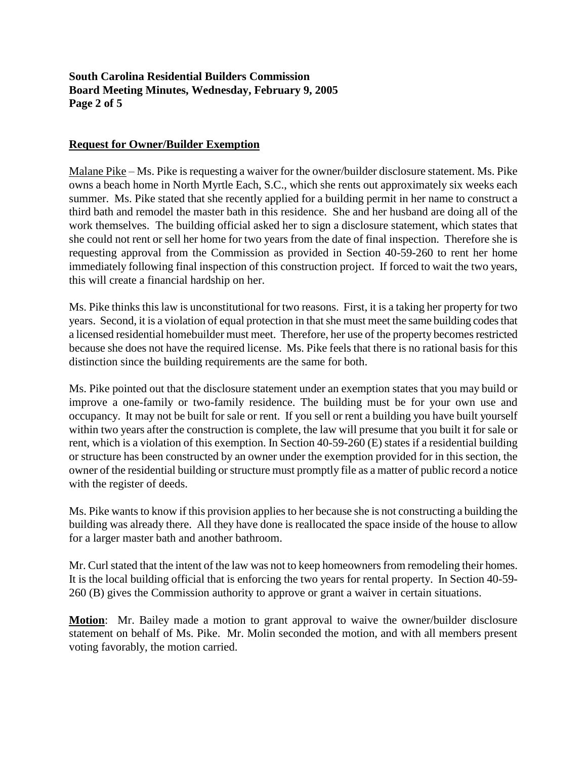## Request for Owner/Builder Exemption

Malane Pike – Ms. Pike is requesting a waiver for the owner/builder disclosure statement. Ms. Pike owns a beach home in North Myrtle Each, S.C., which she rents out approximately six weeks each summer. Ms. Pike stated that she recently applied for a building permit in her name to construct a third bath and remodel the master bath in this residence. She and her husband are doing all of the work themselves. The building official asked her to sign a disclosure statement, which states that she could not rent or sell her home for two years from the date of final inspection. Therefore she is requesting approval from the Commission as provided in Section 40-59-260 to rent her home immediately following final inspection of this construction project. If forced to wait the two years, this will create a financial hardship on her.

Ms. Pike thinks this law is unconstitutional for two reasons. First, it is a taking her property for two years. Second, it is a violation of equal protection in that she must meet the same building codes that a licensed residential homebuilder must meet. Therefore, her use of the property becomes restricted because she does not have the required license. Ms. Pike feels that there is no rational basis for this distinction since the building requirements are the same for both.

Ms. Pike pointed out that the disclosure statement under an exemption states that you may build or improve a one-family or two-family residence. The building must be for your own use and occupancy. It may not be built for sale or rent. If you sell or rent a building you have built yourself within two years after the construction is complete, the law will presume that you built it for sale or rent, which is a violation of this exemption. In Section 40-59-260 (E) states if a residential building or structure has been constructed by an owner under the exemption provided for in this section, the owner of the residential building or structure must promptly file as a matter of public record a notice with the register of deeds.

Ms. Pike wants to know if this provision applies to her because she is not constructing a building the building was already there. All they have done is reallocated the space inside of the house to allow for a larger master bath and another bathroom.

Mr. Curl stated that the intent of the law was not to keep homeowners from remodeling their homes. It is the local building official that is enforcing the two years for rental property. In Section 40-59-260 (B) gives the Commission authority to approve or grant a waiver in certain situations.

**Motion**: Mr. Bailey made a motion to grant approval to waive the owner/builder disclosure statement on behalf of Ms. Pike. Mr. Molin seconded the motion, and with all members present voting favorably, the motion carried.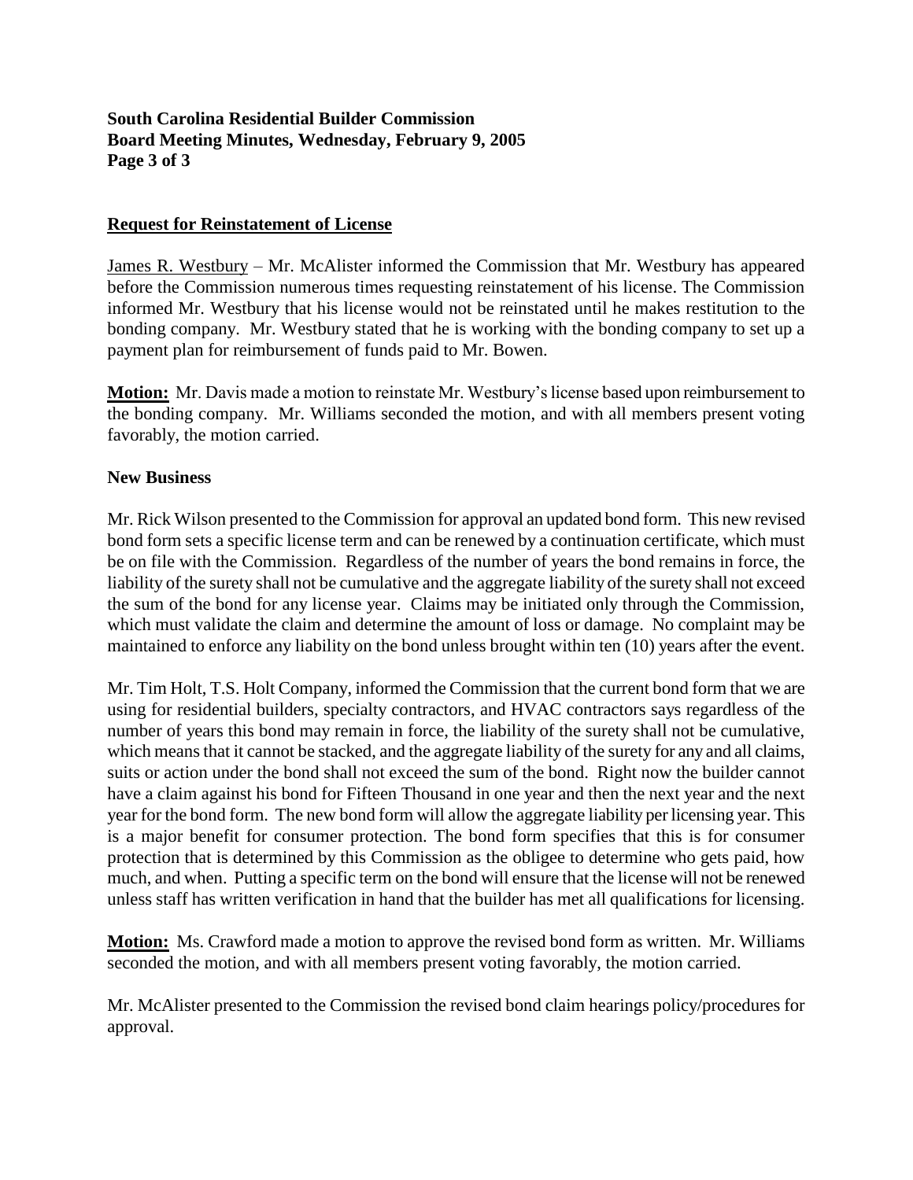## Request for Reinstatement of License

James R. Westbury – Mr. McAlister informed the Commission that Mr. Westbury has appeared before the Commission numerous times requesting reinstatement of his license. The Commission informed Mr. Westbury that his license would not be reinstated until he makes restitution to the bonding company. Mr. Westbury stated that he is working with the bonding company to set up a payment plan for reimbursement of funds paid to Mr. Bowen.

**Motion:** Mr. Davis made a motion to reinstate Mr. Westbury's license based upon reimbursement to the bonding company. Mr. Williams seconded the motion, and with all members present voting favorably, the motion carried.

## New Business

Mr. Rick Wilson presented to the Commission for approval an updated bond form. This new revised bond form sets a specific license term and can be renewed by a continuation certificate, which must be on file with the Commission. Regardless of the number of years the bond remains in force, the liability of the surety shall not be cumulative and the aggregate liability of the surety shall not exceed the sum of the bond for any license year. Claims may be initiated only through the Commission, which must validate the claim and determine the amount of loss or damage. No complaint may be maintained to enforce any liability on the bond unless brought within ten (10) years after the event.

Mr. Tim Holt, T.S. Holt Company, informed the Commission that the current bond form that we are using for residential builders, specialty contractors, and HVAC contractors says regardless of the number of years this bond may remain in force, the liability of the surety shall not be cumulative, which means that it cannot be stacked, and the aggregate liability of the surety for any and all claims, suits or action under the bond shall not exceed the sum of the bond. Right now the builder cannot have a claim against his bond for Fifteen Thousand in one year and then the next year and the next year for the bond form. The new bond form will allow the aggregate liability per licensing year. This is a major benefit for consumer protection. The bond form specifies that this is for consumer protection that is determined by this Commission as the obligee to determine who gets paid, how much, and when. Putting a specific term on the bond will ensure that the license will not be renewed unless staff has written verification in hand that the builder has met all qualifications for licensing.

**Motion:** Ms. Crawford made a motion to approve the revised bond form as written. Mr. Williams seconded the motion, and with all members present voting favorably, the motion carried.

Mr. McAlister presented to the Commission the revised bond claim hearings policy/procedures for approval.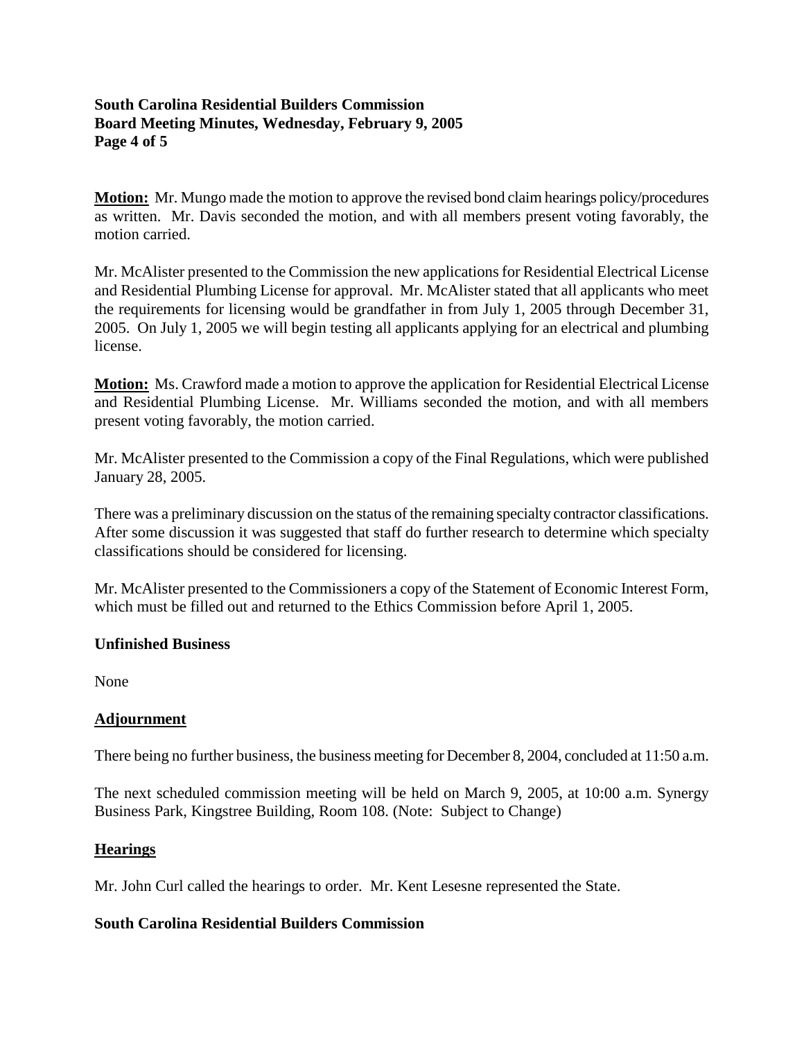**Motion:** Mr. Mungo made the motion to approve the revised bond claim hearings policy/procedures as written. Mr. Davis seconded the motion, and with all members present voting favorably, the motion carried.

Mr. McAlister presented to the Commission the new applications for Residential Electrical License and Residential Plumbing License for approval. Mr. McAlister stated that all applicants who meet the requirements for licensing would be grandfather in from July 1, 2005 through December 31, 2005. On July 1, 2005 we will begin testing all applicants applying for an electrical and plumbing license.

**Motion:** Ms. Crawford made a motion to approve the application for Residential Electrical License and Residential Plumbing License. Mr. Williams seconded the motion, and with all members present voting favorably, the motion carried.

Mr. McAlister presented to the Commission a copy of the Final Regulations, which were published January 28, 2005.

There was a preliminary discussion on the status of the remaining specialty contractor classifications. After some discussion it was suggested that staff do further research to determine which specialty classifications should be considered for licensing.

Mr. McAlister presented to the Commissioners a copy of the Statement of Economic Interest Form, which must be filled out and returned to the Ethics Commission before April 1, 2005.

**Unfinished Business**

None

**Adjournment**

There being no further business, the business meeting for December 8, 2004, concluded at 11:50 a.m.

The next scheduled commission meeting will be held on March 9, 2005, at 10:00 a.m. Synergy Business Park, Kingstree Building, Room 108. (Note: Subject to Change)

**Hearings**

Mr. John Curl called the hearings to order. Mr. Kent Lesesne represented the State.

**South Carolina Residential Builders Commission**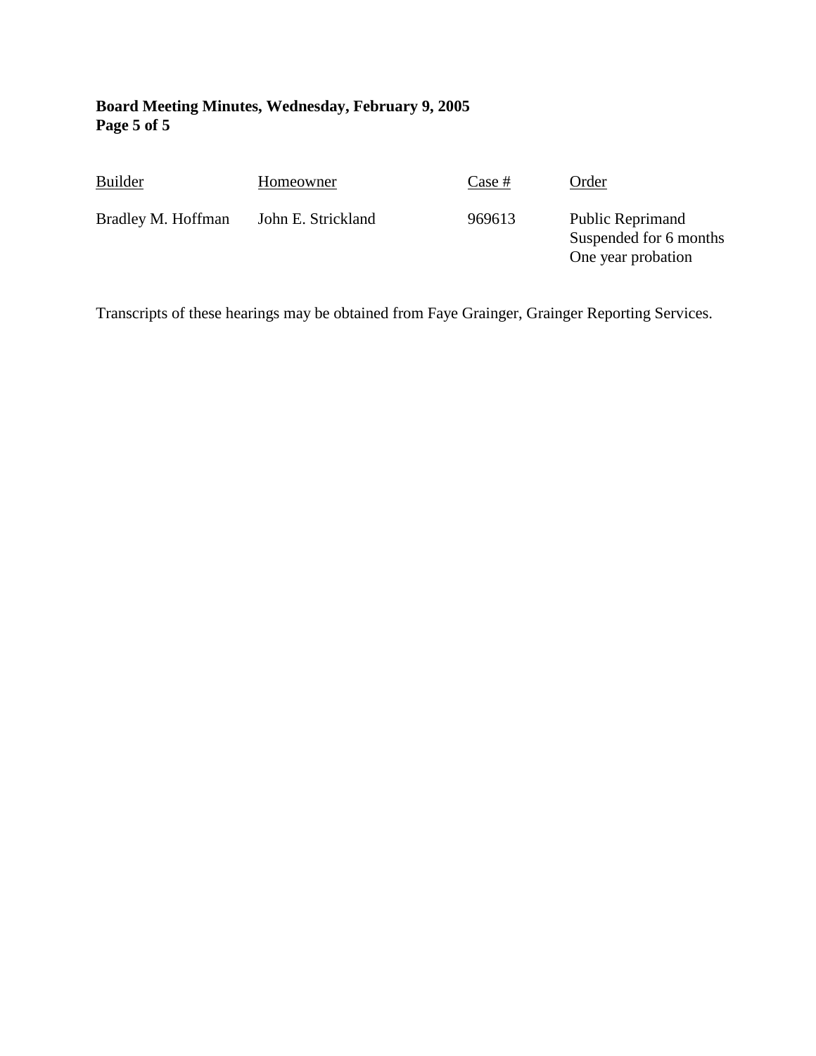| Builder | Homeowner | Case # | Order |
| --- | --- | --- | --- |
| Bradley M. Hoffman | John E. Strickland | 969613 | Public Reprimand<br>Suspended for 6 months<br>One year probation |

Transcripts of these hearings may be obtained from Faye Grainger, Grainger Reporting Services.